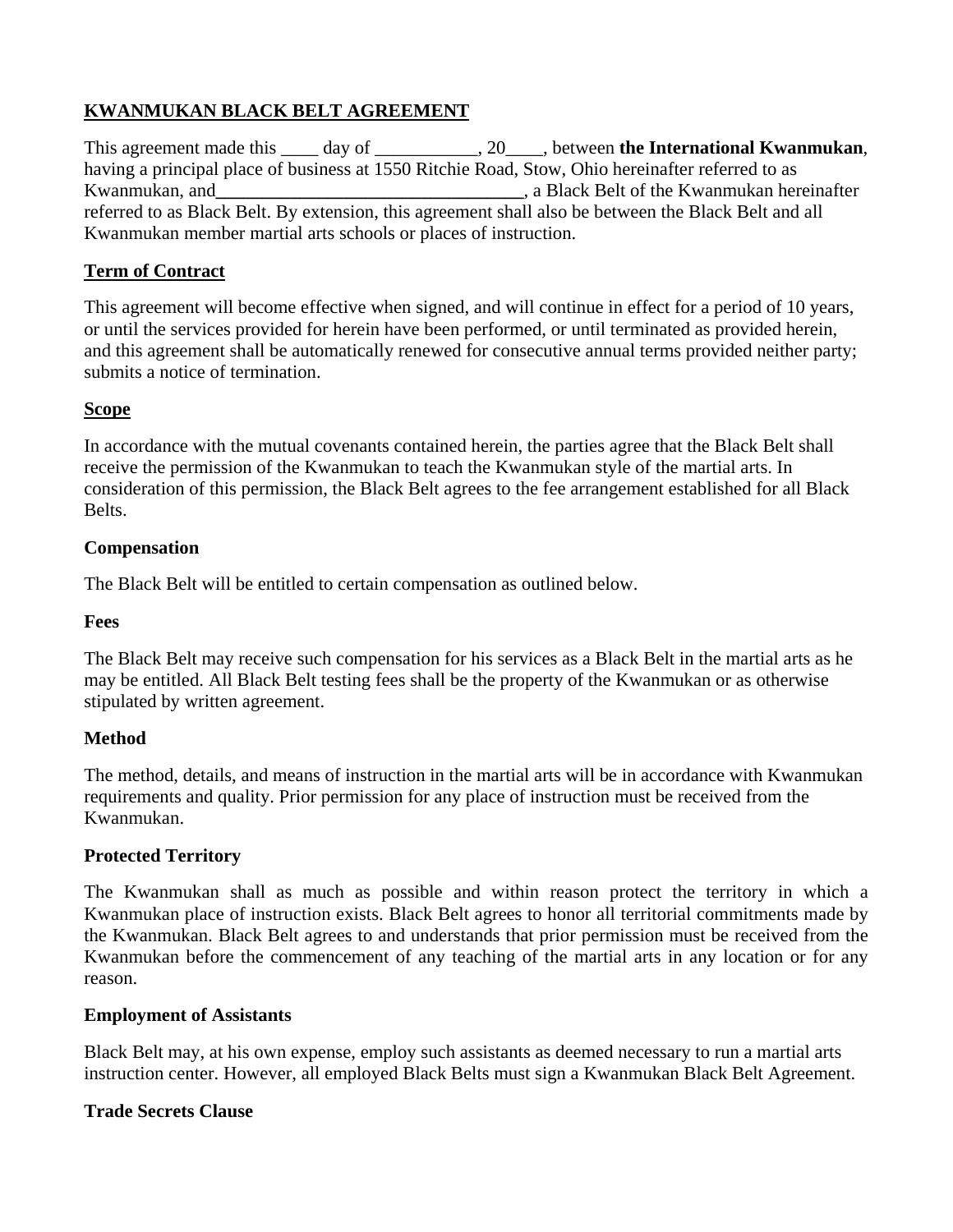# KWANMUKAN BLACK BELT AGREEMENT

This agreement made this ____ day of ___________, 20____, between **the International Kwanmukan**, having a principal place of business at 1550 Ritchie Road, Stow, Ohio hereinafter referred to as Kwanmukan, and__________________________________, a Black Belt of the Kwanmukan hereinafter referred to as Black Belt. By extension, this agreement shall also be between the Black Belt and all Kwanmukan member martial arts schools or places of instruction.

## Term of Contract

This agreement will become effective when signed, and will continue in effect for a period of 10 years, or until the services provided for herein have been performed, or until terminated as provided herein, and this agreement shall be automatically renewed for consecutive annual terms provided neither party; submits a notice of termination.

## Scope

In accordance with the mutual covenants contained herein, the parties agree that the Black Belt shall receive the permission of the Kwanmukan to teach the Kwanmukan style of the martial arts. In consideration of this permission, the Black Belt agrees to the fee arrangement established for all Black Belts.

### Compensation

The Black Belt will be entitled to certain compensation as outlined below.

### Fees

The Black Belt may receive such compensation for his services as a Black Belt in the martial arts as he may be entitled. All Black Belt testing fees shall be the property of the Kwanmukan or as otherwise stipulated by written agreement.

### Method

The method, details, and means of instruction in the martial arts will be in accordance with Kwanmukan requirements and quality. Prior permission for any place of instruction must be received from the Kwanmukan.

### Protected Territory

The Kwanmukan shall as much as possible and within reason protect the territory in which a Kwanmukan place of instruction exists. Black Belt agrees to honor all territorial commitments made by the Kwanmukan. Black Belt agrees to and understands that prior permission must be received from the Kwanmukan before the commencement of any teaching of the martial arts in any location or for any reason.

### Employment of Assistants

Black Belt may, at his own expense, employ such assistants as deemed necessary to run a martial arts instruction center. However, all employed Black Belts must sign a Kwanmukan Black Belt Agreement.

### Trade Secrets Clause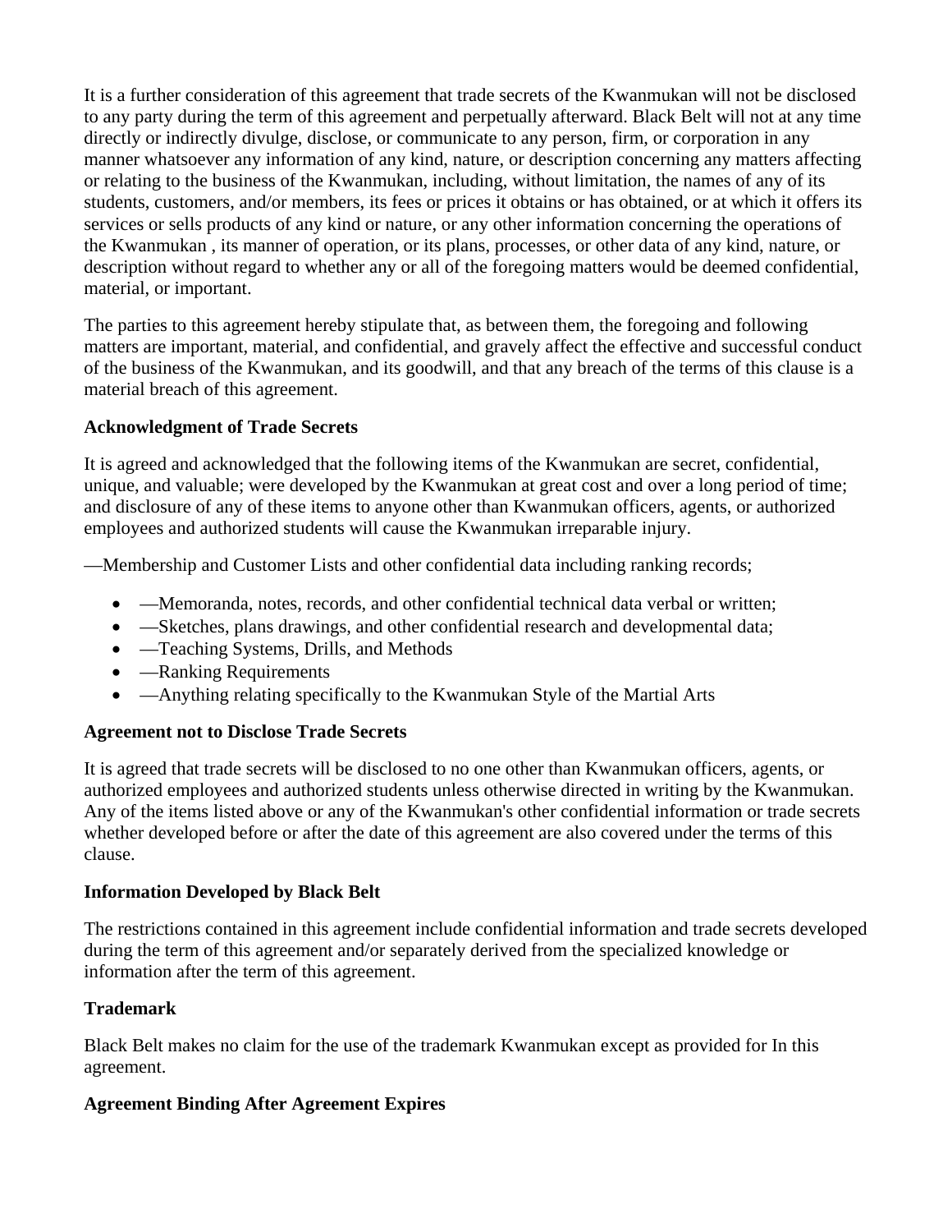It is a further consideration of this agreement that trade secrets of the Kwanmukan will not be disclosed to any party during the term of this agreement and perpetually afterward. Black Belt will not at any time directly or indirectly divulge, disclose, or communicate to any person, firm, or corporation in any manner whatsoever any information of any kind, nature, or description concerning any matters affecting or relating to the business of the Kwanmukan, including, without limitation, the names of any of its students, customers, and/or members, its fees or prices it obtains or has obtained, or at which it offers its services or sells products of any kind or nature, or any other information concerning the operations of the Kwanmukan , its manner of operation, or its plans, processes, or other data of any kind, nature, or description without regard to whether any or all of the foregoing matters would be deemed confidential, material, or important.

The parties to this agreement hereby stipulate that, as between them, the foregoing and following matters are important, material, and confidential, and gravely affect the effective and successful conduct of the business of the Kwanmukan, and its goodwill, and that any breach of the terms of this clause is a material breach of this agreement.

**Acknowledgment of Trade Secrets**

It is agreed and acknowledged that the following items of the Kwanmukan are secret, confidential, unique, and valuable; were developed by the Kwanmukan at great cost and over a long period of time; and disclosure of any of these items to anyone other than Kwanmukan officers, agents, or authorized employees and authorized students will cause the Kwanmukan irreparable injury.

—Membership and Customer Lists and other confidential data including ranking records;

- —Memoranda, notes, records, and other confidential technical data verbal or written;
- —Sketches, plans drawings, and other confidential research and developmental data;
- —Teaching Systems, Drills, and Methods
- —Ranking Requirements
- —Anything relating specifically to the Kwanmukan Style of the Martial Arts

**Agreement not to Disclose Trade Secrets**

It is agreed that trade secrets will be disclosed to no one other than Kwanmukan officers, agents, or authorized employees and authorized students unless otherwise directed in writing by the Kwanmukan. Any of the items listed above or any of the Kwanmukan's other confidential information or trade secrets whether developed before or after the date of this agreement are also covered under the terms of this clause.

**Information Developed by Black Belt**

The restrictions contained in this agreement include confidential information and trade secrets developed during the term of this agreement and/or separately derived from the specialized knowledge or information after the term of this agreement.

**Trademark**

Black Belt makes no claim for the use of the trademark Kwanmukan except as provided for In this agreement.

**Agreement Binding After Agreement Expires**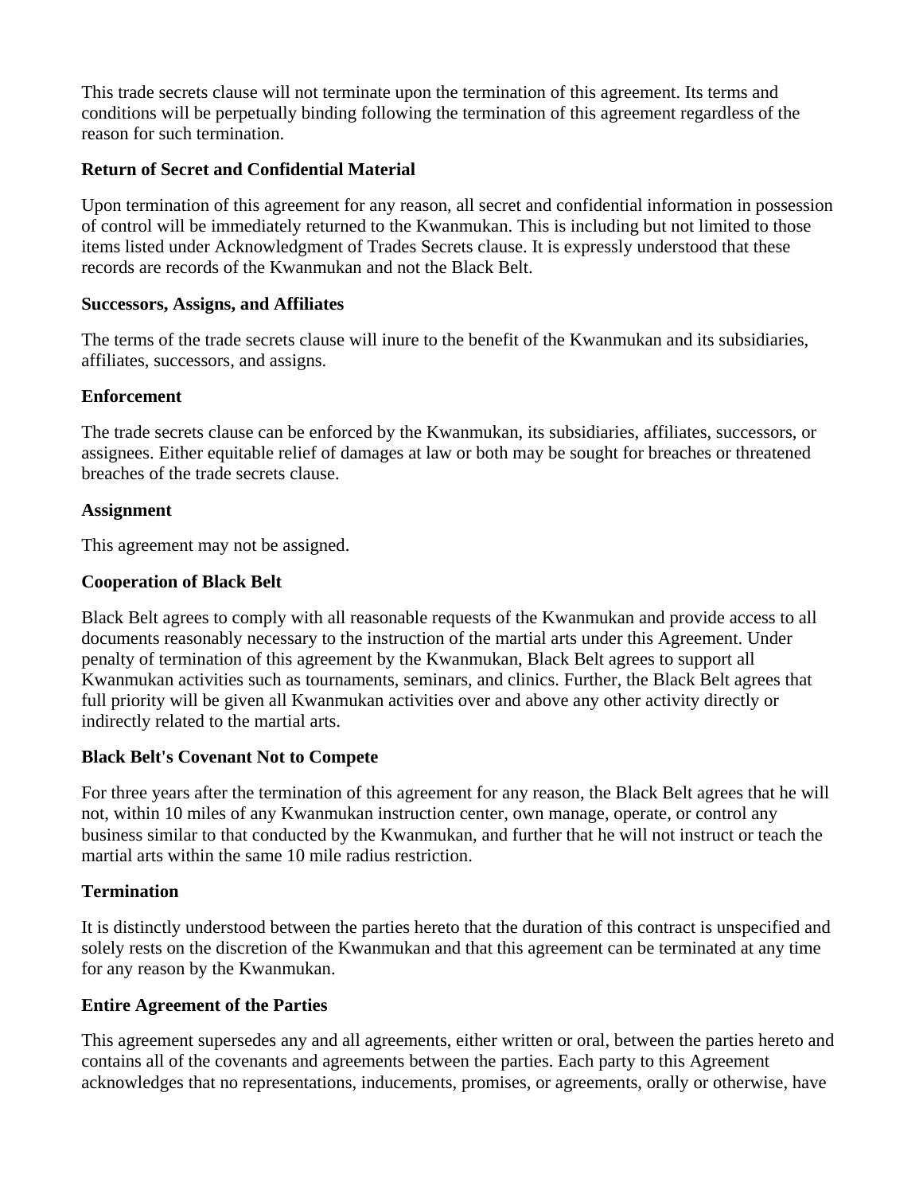This trade secrets clause will not terminate upon the termination of this agreement. Its terms and conditions will be perpetually binding following the termination of this agreement regardless of the reason for such termination.

**Return of Secret and Confidential Material**

Upon termination of this agreement for any reason, all secret and confidential information in possession of control will be immediately returned to the Kwanmukan. This is including but not limited to those items listed under Acknowledgment of Trades Secrets clause. It is expressly understood that these records are records of the Kwanmukan and not the Black Belt.

**Successors, Assigns, and Affiliates**

The terms of the trade secrets clause will inure to the benefit of the Kwanmukan and its subsidiaries, affiliates, successors, and assigns.

**Enforcement**

The trade secrets clause can be enforced by the Kwanmukan, its subsidiaries, affiliates, successors, or assignees. Either equitable relief of damages at law or both may be sought for breaches or threatened breaches of the trade secrets clause.

**Assignment**

This agreement may not be assigned.

**Cooperation of Black Belt**

Black Belt agrees to comply with all reasonable requests of the Kwanmukan and provide access to all documents reasonably necessary to the instruction of the martial arts under this Agreement. Under penalty of termination of this agreement by the Kwanmukan, Black Belt agrees to support all Kwanmukan activities such as tournaments, seminars, and clinics. Further, the Black Belt agrees that full priority will be given all Kwanmukan activities over and above any other activity directly or indirectly related to the martial arts.

**Black Belt's Covenant Not to Compete**

For three years after the termination of this agreement for any reason, the Black Belt agrees that he will not, within 10 miles of any Kwanmukan instruction center, own manage, operate, or control any business similar to that conducted by the Kwanmukan, and further that he will not instruct or teach the martial arts within the same 10 mile radius restriction.

**Termination**

It is distinctly understood between the parties hereto that the duration of this contract is unspecified and solely rests on the discretion of the Kwanmukan and that this agreement can be terminated at any time for any reason by the Kwanmukan.

**Entire Agreement of the Parties**

This agreement supersedes any and all agreements, either written or oral, between the parties hereto and contains all of the covenants and agreements between the parties. Each party to this Agreement acknowledges that no representations, inducements, promises, or agreements, orally or otherwise, have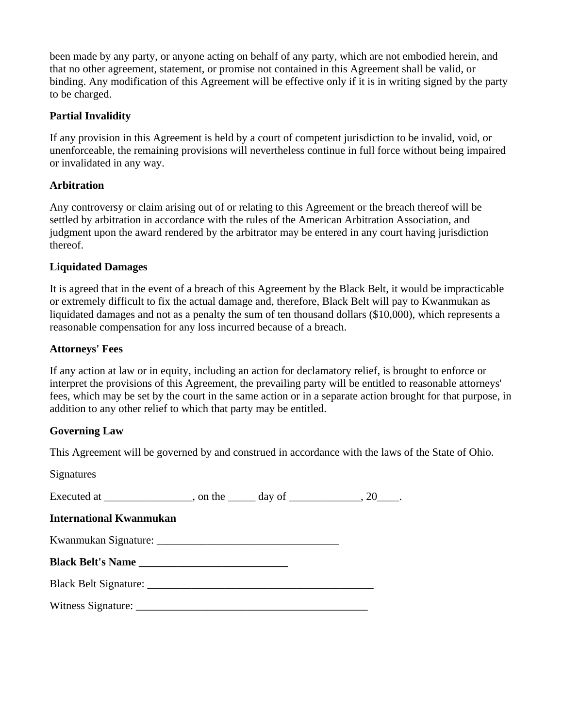been made by any party, or anyone acting on behalf of any party, which are not embodied herein, and that no other agreement, statement, or promise not contained in this Agreement shall be valid, or binding. Any modification of this Agreement will be effective only if it is in writing signed by the party to be charged.

**Partial Invalidity**

If any provision in this Agreement is held by a court of competent jurisdiction to be invalid, void, or unenforceable, the remaining provisions will nevertheless continue in full force without being impaired or invalidated in any way.

**Arbitration**

Any controversy or claim arising out of or relating to this Agreement or the breach thereof will be settled by arbitration in accordance with the rules of the American Arbitration Association, and judgment upon the award rendered by the arbitrator may be entered in any court having jurisdiction thereof.

**Liquidated Damages**

It is agreed that in the event of a breach of this Agreement by the Black Belt, it would be impracticable or extremely difficult to fix the actual damage and, therefore, Black Belt will pay to Kwanmukan as liquidated damages and not as a penalty the sum of ten thousand dollars ($10,000), which represents a reasonable compensation for any loss incurred because of a breach.

**Attorneys' Fees**

If any action at law or in equity, including an action for declaratory relief, is brought to enforce or interpret the provisions of this Agreement, the prevailing party will be entitled to reasonable attorneys' fees, which may be set by the court in the same action or in a separate action brought for that purpose, in addition to any other relief to which that party may be entitled.

**Governing Law**

This Agreement will be governed by and construed in accordance with the laws of the State of Ohio.

Signatures

Executed at ________________, on the _____ day of _____________, 20____.

**International Kwanmukan**

Kwanmukan Signature: _________________________________

**Black Belt's Name ___________________________**

Black Belt Signature: __________________________________________

Witness Signature: ___________________________________________